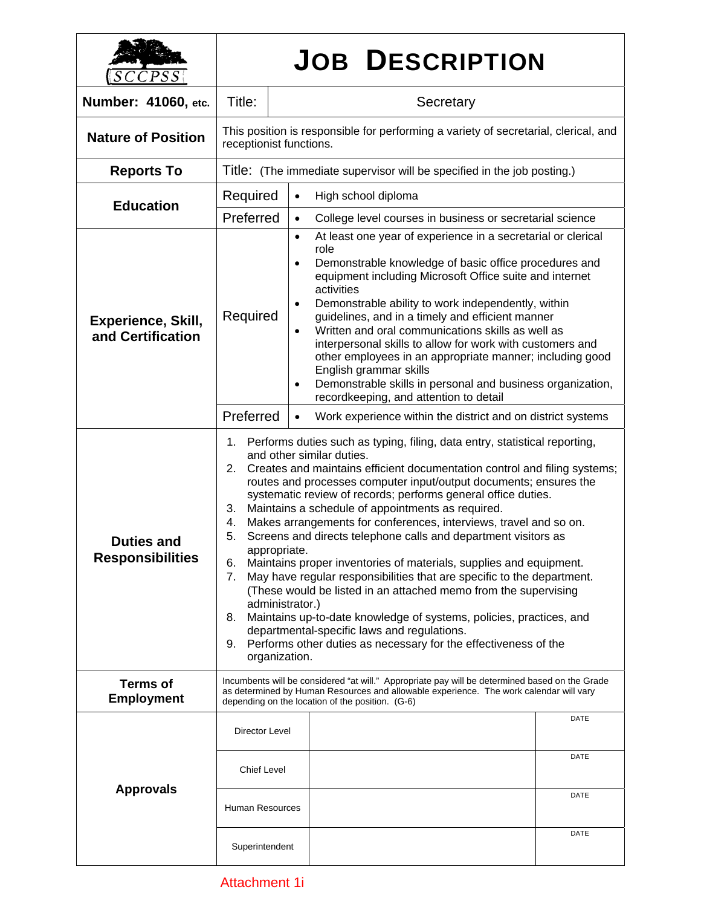# JOB DESCRIPTION

SCCPSS

| **Number: 41060, etc.** | Title: | Secretary |
|---|---|---|

| | |
|---|---|
| **Nature of Position** | This position is responsible for performing a variety of secretarial, clerical, and receptionist functions. |
| **Reports To** | Title: (The immediate supervisor will be specified in the job posting.) |

| | | |
|---|---|---|
| **Education** | Required | • High school diploma |
| | Preferred | • College level courses in business or secretarial science |
| **Experience, Skill, and Certification** | Required | • At least one year of experience in a secretarial or clerical role<br>• Demonstrable knowledge of basic office procedures and equipment including Microsoft Office suite and internet activities<br>• Demonstrable ability to work independently, within guidelines, and in a timely and efficient manner<br>• Written and oral communications skills as well as interpersonal skills to allow for work with customers and other employees in an appropriate manner; including good English grammar skills<br>• Demonstrable skills in personal and business organization, recordkeeping, and attention to detail |
| | Preferred | • Work experience within the district and on district systems |

**Duties and Responsibilities**

1. Performs duties such as typing, filing, data entry, statistical reporting, and other similar duties.
2. Creates and maintains efficient documentation control and filing systems; routes and processes computer input/output documents; ensures the systematic review of records; performs general office duties.
3. Maintains a schedule of appointments as required.
4. Makes arrangements for conferences, interviews, travel and so on.
5. Screens and directs telephone calls and department visitors as appropriate.
6. Maintains proper inventories of materials, supplies and equipment.
7. May have regular responsibilities that are specific to the department. (These would be listed in an attached memo from the supervising administrator.)
8. Maintains up-to-date knowledge of systems, policies, practices, and departmental-specific laws and regulations.
9. Performs other duties as necessary for the effectiveness of the organization.

**Terms of Employment**

Incumbents will be considered "at will." Appropriate pay will be determined based on the Grade as determined by Human Resources and allowable experience. The work calendar will vary depending on the location of the position. (G-6)

**Approvals**

| | | |
|---|---|---|
| Director Level | | DATE |
| Chief Level | | DATE |
| Human Resources | | DATE |
| Superintendent | | DATE |

Attachment 1i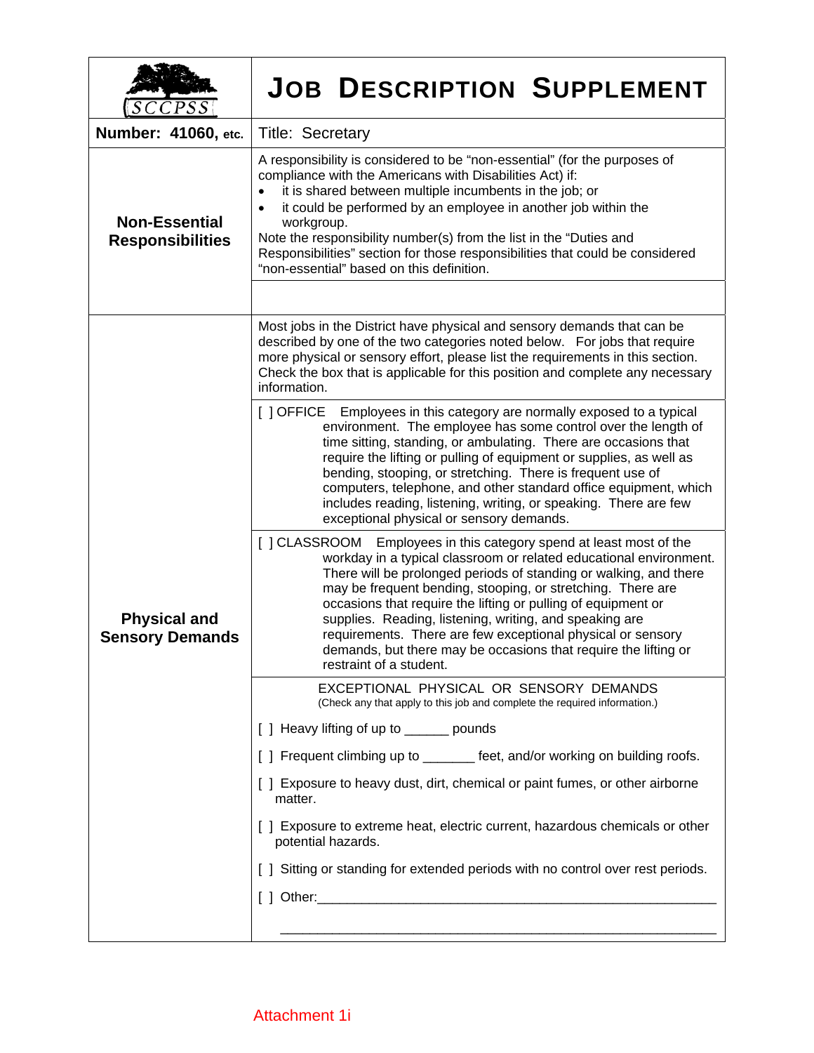| SCCPSS | **JOB DESCRIPTION SUPPLEMENT** |
|---|---|
| **Number: 41060, etc.** | Title: Secretary |
| **Non-Essential Responsibilities** | A responsibility is considered to be "non-essential" (for the purposes of compliance with the Americans with Disabilities Act) if:<br>• it is shared between multiple incumbents in the job; or<br>• it could be performed by an employee in another job within the workgroup.<br>Note the responsibility number(s) from the list in the "Duties and Responsibilities" section for those responsibilities that could be considered "non-essential" based on this definition. |
| | |
| **Physical and Sensory Demands** | Most jobs in the District have physical and sensory demands that can be described by one of the two categories noted below. For jobs that require more physical or sensory effort, please list the requirements in this section. Check the box that is applicable for this position and complete any necessary information. |
| | [ ] OFFICE Employees in this category are normally exposed to a typical environment. The employee has some control over the length of time sitting, standing, or ambulating. There are occasions that require the lifting or pulling of equipment or supplies, as well as bending, stooping, or stretching. There is frequent use of computers, telephone, and other standard office equipment, which includes reading, listening, writing, or speaking. There are few exceptional physical or sensory demands. |
| | [ ] CLASSROOM Employees in this category spend at least most of the workday in a typical classroom or related educational environment. There will be prolonged periods of standing or walking, and there may be frequent bending, stooping, or stretching. There are occasions that require the lifting or pulling of equipment or supplies. Reading, listening, writing, and speaking are requirements. There are few exceptional physical or sensory demands, but there may be occasions that require the lifting or restraint of a student. |
| | EXCEPTIONAL PHYSICAL OR SENSORY DEMANDS<br>(Check any that apply to this job and complete the required information.)<br>[ ] Heavy lifting of up to ______ pounds<br>[ ] Frequent climbing up to _______ feet, and/or working on building roofs.<br>[ ] Exposure to heavy dust, dirt, chemical or paint fumes, or other airborne matter.<br>[ ] Exposure to extreme heat, electric current, hazardous chemicals or other potential hazards.<br>[ ] Sitting or standing for extended periods with no control over rest periods.<br>[ ] Other:_______________________________________________________<br>_______________________________________________________________ |

Attachment 1i